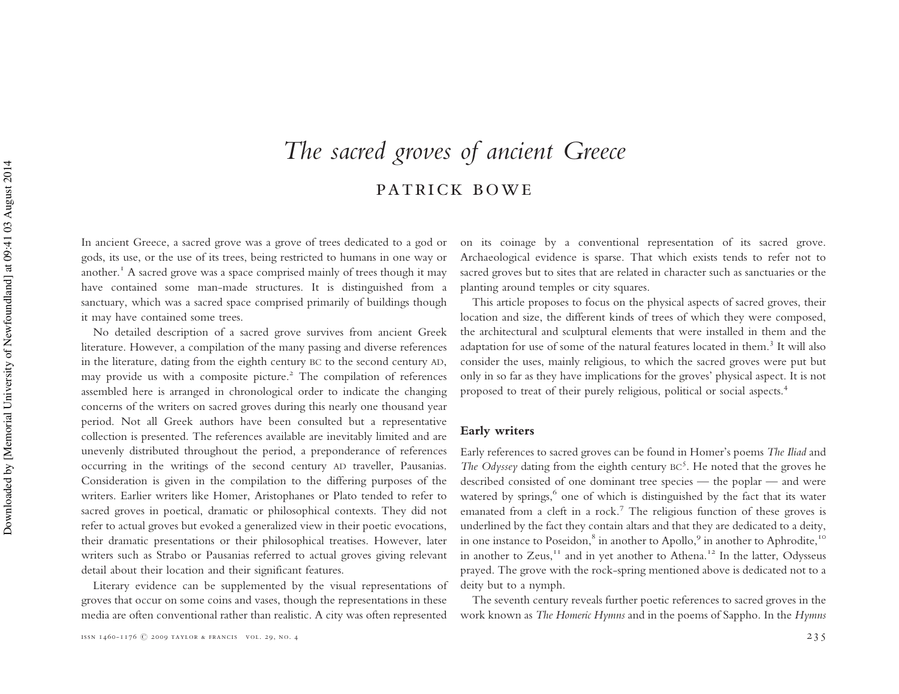# The sacred groves of ancient Greece

PATRICK BOWE

In ancient Greece, a sacred grove was a grove of trees dedicated to a god or gods, its use, or the use of its trees, being restricted to humans in one way or another.[1] A sacred grove was a space comprised mainly of trees though it may have contained some man-made structures. It is distinguished from a sanctuary, which was a sacred space comprised primarily of buildings though it may have contained some trees.

No detailed description of a sacred grove survives from ancient Greek literature. However, a compilation of the many passing and diverse references in the literature, dating from the eighth century BC to the second century AD, may provide us with a composite picture.[2] The compilation of references assembled here is arranged in chronological order to indicate the changing concerns of the writers on sacred groves during this nearly one thousand year period. Not all Greek authors have been consulted but a representative collection is presented. The references available are inevitably limited and are unevenly distributed throughout the period, a preponderance of references occurring in the writings of the second century AD traveller, Pausanias. Consideration is given in the compilation to the differing purposes of the writers. Earlier writers like Homer, Aristophanes or Plato tended to refer to sacred groves in poetical, dramatic or philosophical contexts. They did not refer to actual groves but evoked a generalized view in their poetic evocations, their dramatic presentations or their philosophical treatises. However, later writers such as Strabo or Pausanias referred to actual groves giving relevant detail about their location and their significant features.

Literary evidence can be supplemented by the visual representations of groves that occur on some coins and vases, though the representations in these media are often conventional rather than realistic. A city was often represented on its coinage by a conventional representation of its sacred grove. Archaeological evidence is sparse. That which exists tends to refer not to sacred groves but to sites that are related in character such as sanctuaries or the planting around temples or city squares.

This article proposes to focus on the physical aspects of sacred groves, their location and size, the different kinds of trees of which they were composed, the architectural and sculptural elements that were installed in them and the adaptation for use of some of the natural features located in them.[3] It will also consider the uses, mainly religious, to which the sacred groves were put but only in so far as they have implications for the groves' physical aspect. It is not proposed to treat of their purely religious, political or social aspects.[4]

## Early writers

Early references to sacred groves can be found in Homer's poems *The Iliad* and *The Odyssey* dating from the eighth century BC[5]. He noted that the groves he described consisted of one dominant tree species — the poplar — and were watered by springs,[6] one of which is distinguished by the fact that its water emanated from a cleft in a rock.[7] The religious function of these groves is underlined by the fact they contain altars and that they are dedicated to a deity, in one instance to Poseidon,[8] in another to Apollo,[9] in another to Aphrodite,[10] in another to Zeus,[11] and in yet another to Athena.[12] In the latter, Odysseus prayed. The grove with the rock-spring mentioned above is dedicated not to a deity but to a nymph.

The seventh century reveals further poetic references to sacred groves in the work known as *The Homeric Hymns* and in the poems of Sappho. In the *Hymns*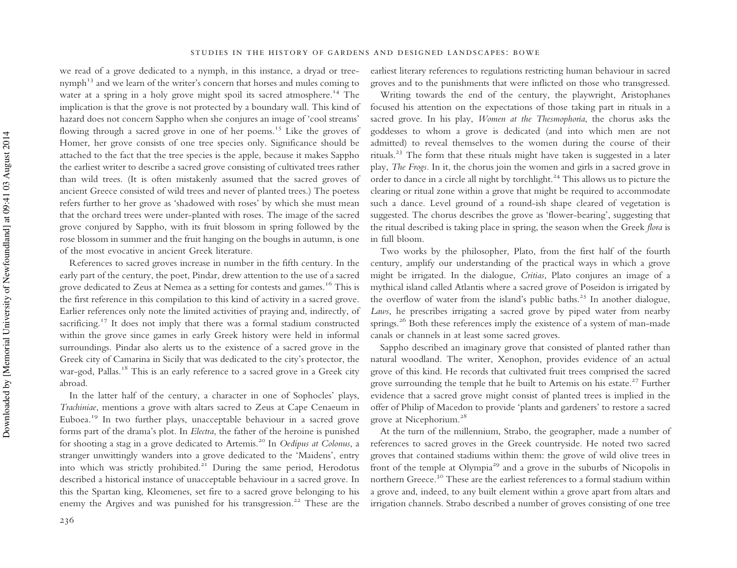we read of a grove dedicated to a nymph, in this instance, a dryad or tree-nymph[13] and we learn of the writer's concern that horses and mules coming to water at a spring in a holy grove might spoil its sacred atmosphere.[14] The implication is that the grove is not protected by a boundary wall. This kind of hazard does not concern Sappho when she conjures an image of 'cool streams' flowing through a sacred grove in one of her poems.[15] Like the groves of Homer, her grove consists of one tree species only. Significance should be attached to the fact that the tree species is the apple, because it makes Sappho the earliest writer to describe a sacred grove consisting of cultivated trees rather than wild trees. (It is often mistakenly assumed that the sacred groves of ancient Greece consisted of wild trees and never of planted trees.) The poetess refers further to her grove as 'shadowed with roses' by which she must mean that the orchard trees were under-planted with roses. The image of the sacred grove conjured by Sappho, with its fruit blossom in spring followed by the rose blossom in summer and the fruit hanging on the boughs in autumn, is one of the most evocative in ancient Greek literature.

References to sacred groves increase in number in the fifth century. In the early part of the century, the poet, Pindar, drew attention to the use of a sacred grove dedicated to Zeus at Nemea as a setting for contests and games.[16] This is the first reference in this compilation to this kind of activity in a sacred grove. Earlier references only note the limited activities of praying and, indirectly, of sacrificing.[17] It does not imply that there was a formal stadium constructed within the grove since games in early Greek history were held in informal surroundings. Pindar also alerts us to the existence of a sacred grove in the Greek city of Camarina in Sicily that was dedicated to the city's protector, the war-god, Pallas.[18] This is an early reference to a sacred grove in a Greek city abroad.

In the latter half of the century, a character in one of Sophocles' plays, *Trachiniae*, mentions a grove with altars sacred to Zeus at Cape Cenaeum in Euboea.[19] In two further plays, unacceptable behaviour in a sacred grove forms part of the drama's plot. In *Electra*, the father of the heroine is punished for shooting a stag in a grove dedicated to Artemis.[20] In *Oedipus at Colonus*, a stranger unwittingly wanders into a grove dedicated to the 'Maidens', entry into which was strictly prohibited.[21] During the same period, Herodotus described a historical instance of unacceptable behaviour in a sacred grove. In this the Spartan king, Kleomenes, set fire to a sacred grove belonging to his enemy the Argives and was punished for his transgression.[22] These are the earliest literary references to regulations restricting human behaviour in sacred groves and to the punishments that were inflicted on those who transgressed.

Writing towards the end of the century, the playwright, Aristophanes focused his attention on the expectations of those taking part in rituals in a sacred grove. In his play, *Women at the Thesmophoria*, the chorus asks the goddesses to whom a grove is dedicated (and into which men are not admitted) to reveal themselves to the women during the course of their rituals.[23] The form that these rituals might have taken is suggested in a later play, *The Frogs*. In it, the chorus join the women and girls in a sacred grove in order to dance in a circle all night by torchlight.[24] This allows us to picture the clearing or ritual zone within a grove that might be required to accommodate such a dance. Level ground of a round-ish shape cleared of vegetation is suggested. The chorus describes the grove as 'flower-bearing', suggesting that the ritual described is taking place in spring, the season when the Greek *flora* is in full bloom.

Two works by the philosopher, Plato, from the first half of the fourth century, amplify our understanding of the practical ways in which a grove might be irrigated. In the dialogue, *Critias*, Plato conjures an image of a mythical island called Atlantis where a sacred grove of Poseidon is irrigated by the overflow of water from the island's public baths.[25] In another dialogue, *Laws*, he prescribes irrigating a sacred grove by piped water from nearby springs.[26] Both these references imply the existence of a system of man-made canals or channels in at least some sacred groves.

Sappho described an imaginary grove that consisted of planted rather than natural woodland. The writer, Xenophon, provides evidence of an actual grove of this kind. He records that cultivated fruit trees comprised the sacred grove surrounding the temple that he built to Artemis on his estate.[27] Further evidence that a sacred grove might consist of planted trees is implied in the offer of Philip of Macedon to provide 'plants and gardeners' to restore a sacred grove at Nicephorium.[28]

At the turn of the millennium, Strabo, the geographer, made a number of references to sacred groves in the Greek countryside. He noted two sacred groves that contained stadiums within them: the grove of wild olive trees in front of the temple at Olympia[29] and a grove in the suburbs of Nicopolis in northern Greece.[30] These are the earliest references to a formal stadium within a grove and, indeed, to any built element within a grove apart from altars and irrigation channels. Strabo described a number of groves consisting of one tree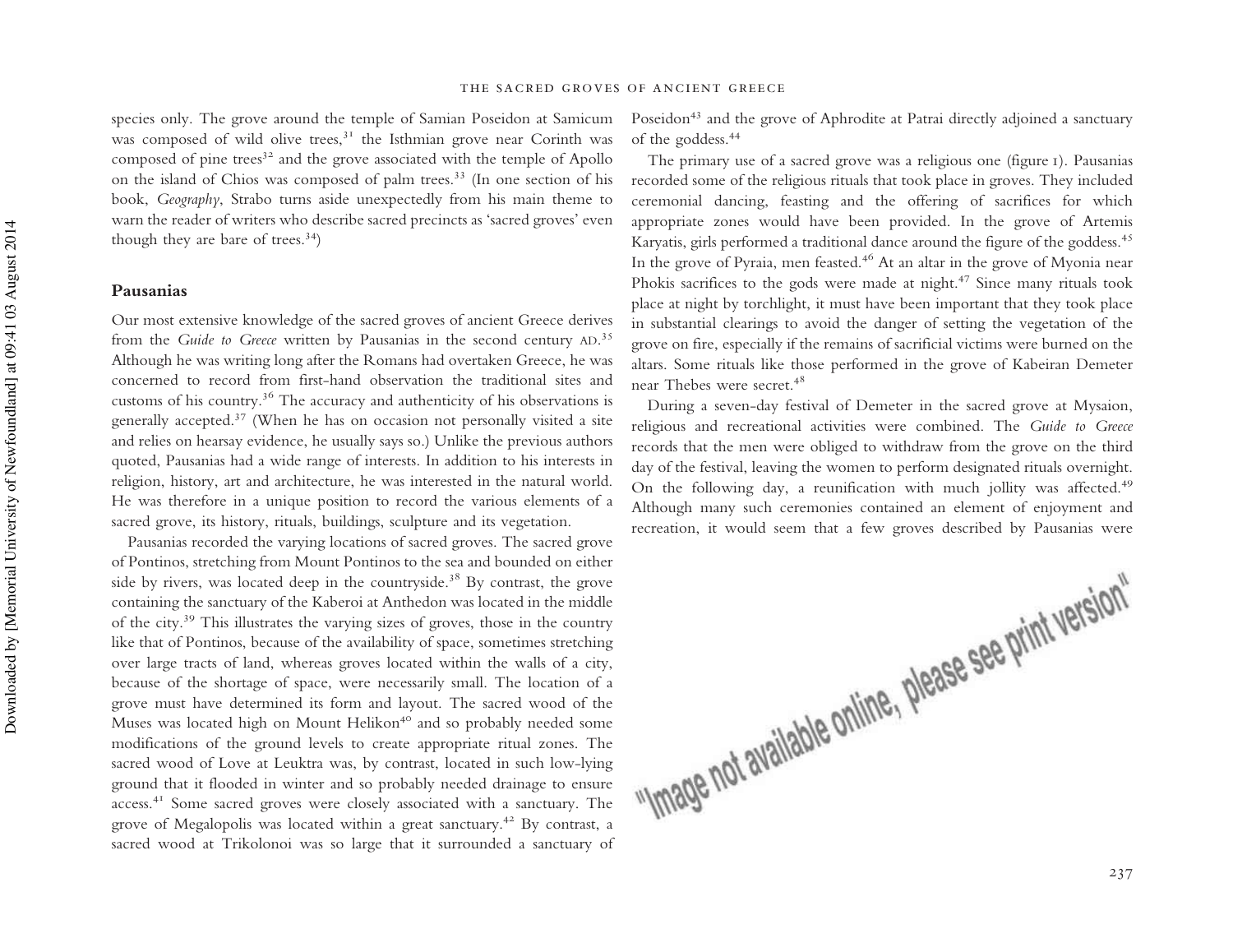species only. The grove around the temple of Samian Poseidon at Samicum was composed of wild olive trees,[31] the Isthmian grove near Corinth was composed of pine trees[32] and the grove associated with the temple of Apollo on the island of Chios was composed of palm trees.[33] (In one section of his book, *Geography*, Strabo turns aside unexpectedly from his main theme to warn the reader of writers who describe sacred precincts as 'sacred groves' even though they are bare of trees.[34])

## Pausanias

Our most extensive knowledge of the sacred groves of ancient Greece derives from the *Guide to Greece* written by Pausanias in the second century AD.[35] Although he was writing long after the Romans had overtaken Greece, he was concerned to record from first-hand observation the traditional sites and customs of his country.[36] The accuracy and authenticity of his observations is generally accepted.[37] (When he has on occasion not personally visited a site and relies on hearsay evidence, he usually says so.) Unlike the previous authors quoted, Pausanias had a wide range of interests. In addition to his interests in religion, history, art and architecture, he was interested in the natural world. He was therefore in a unique position to record the various elements of a sacred grove, its history, rituals, buildings, sculpture and its vegetation.

Pausanias recorded the varying locations of sacred groves. The sacred grove of Pontinos, stretching from Mount Pontinos to the sea and bounded on either side by rivers, was located deep in the countryside.[38] By contrast, the grove containing the sanctuary of the Kaberoi at Anthedon was located in the middle of the city.[39] This illustrates the varying sizes of groves, those in the country like that of Pontinos, because of the availability of space, sometimes stretching over large tracts of land, whereas groves located within the walls of a city, because of the shortage of space, were necessarily small. The location of a grove must have determined its form and layout. The sacred wood of the Muses was located high on Mount Helikon[40] and so probably needed some modifications of the ground levels to create appropriate ritual zones. The sacred wood of Love at Leuktra was, by contrast, located in such low-lying ground that it flooded in winter and so probably needed drainage to ensure access.[41] Some sacred groves were closely associated with a sanctuary. The grove of Megalopolis was located within a great sanctuary.[42] By contrast, a sacred wood at Trikolonoi was so large that it surrounded a sanctuary of Poseidon[43] and the grove of Aphrodite at Patrai directly adjoined a sanctuary of the goddess.[44]

The primary use of a sacred grove was a religious one (figure 1). Pausanias recorded some of the religious rituals that took place in groves. They included ceremonial dancing, feasting and the offering of sacrifices for which appropriate zones would have been provided. In the grove of Artemis Karyatis, girls performed a traditional dance around the figure of the goddess.[45] In the grove of Pyraia, men feasted.[46] At an altar in the grove of Myonia near Phokis sacrifices to the gods were made at night.[47] Since many rituals took place at night by torchlight, it must have been important that they took place in substantial clearings to avoid the danger of setting the vegetation of the grove on fire, especially if the remains of sacrificial victims were burned on the altars. Some rituals like those performed in the grove of Kabeiran Demeter near Thebes were secret.[48]

During a seven-day festival of Demeter in the sacred grove at Mysaion, religious and recreational activities were combined. The *Guide to Greece* records that the men were obliged to withdraw from the grove on the third day of the festival, leaving the women to perform designated rituals overnight. On the following day, a reunification with much jollity was affected.[49] Although many such ceremonies contained an element of enjoyment and recreation, it would seem that a few groves described by Pausanias were

"Image not available online, please see print version"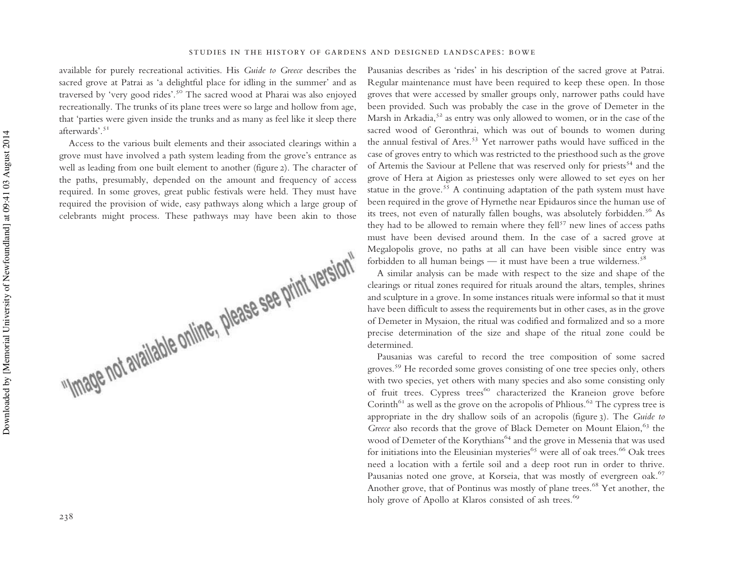available for purely recreational activities. His *Guide to Greece* describes the sacred grove at Patrai as 'a delightful place for idling in the summer' and as traversed by 'very good rides'.[50] The sacred wood at Pharai was also enjoyed recreationally. The trunks of its plane trees were so large and hollow from age, that 'parties were given inside the trunks and as many as feel like it sleep there afterwards'.[51]

Access to the various built elements and their associated clearings within a grove must have involved a path system leading from the grove's entrance as well as leading from one built element to another (figure 2). The character of the paths, presumably, depended on the amount and frequency of access required. In some groves, great public festivals were held. They must have required the provision of wide, easy pathways along which a large group of celebrants might process. These pathways may have been akin to those Pausanias describes as 'rides' in his description of the sacred grove at Patrai. Regular maintenance must have been required to keep these open. In those groves that were accessed by smaller groups only, narrower paths could have been provided. Such was probably the case in the grove of Demeter in the Marsh in Arkadia,[52] as entry was only allowed to women, or in the case of the sacred wood of Geronthrai, which was out of bounds to women during the annual festival of Ares.[53] Yet narrower paths would have sufficed in the case of groves entry to which was restricted to the priesthood such as the grove of Artemis the Saviour at Pellene that was reserved only for priests[54] and the grove of Hera at Aigion as priestesses only were allowed to set eyes on her statue in the grove.[55] A continuing adaptation of the path system must have been required in the grove of Hyrnethe near Epidauros since the human use of its trees, not even of naturally fallen boughs, was absolutely forbidden.[56] As they had to be allowed to remain where they fell[57] new lines of access paths must have been devised around them. In the case of a sacred grove at Megalopolis grove, no paths at all can have been visible since entry was forbidden to all human beings — it must have been a true wilderness.[58]

A similar analysis can be made with respect to the size and shape of the clearings or ritual zones required for rituals around the altars, temples, shrines and sculpture in a grove. In some instances rituals were informal so that it must have been difficult to assess the requirements but in other cases, as in the grove of Demeter in Mysaion, the ritual was codified and formalized and so a more precise determination of the size and shape of the ritual zone could be determined.

Pausanias was careful to record the tree composition of some sacred groves.[59] He recorded some groves consisting of one tree species only, others with two species, yet others with many species and also some consisting only of fruit trees. Cypress trees[60] characterized the Kraneion grove before Corinth[61] as well as the grove on the acropolis of Phlious.[62] The cypress tree is appropriate in the dry shallow soils of an acropolis (figure 3). The *Guide to Greece* also records that the grove of Black Demeter on Mount Elaion,[63] the wood of Demeter of the Korythians[64] and the grove in Messenia that was used for initiations into the Eleusinian mysteries[65] were all of oak trees.[66] Oak trees need a location with a fertile soil and a deep root run in order to thrive. Pausanias noted one grove, at Korseia, that was mostly of evergreen oak.[67] Another grove, that of Pontinus was mostly of plane trees.[68] Yet another, the holy grove of Apollo at Klaros consisted of ash trees.[69]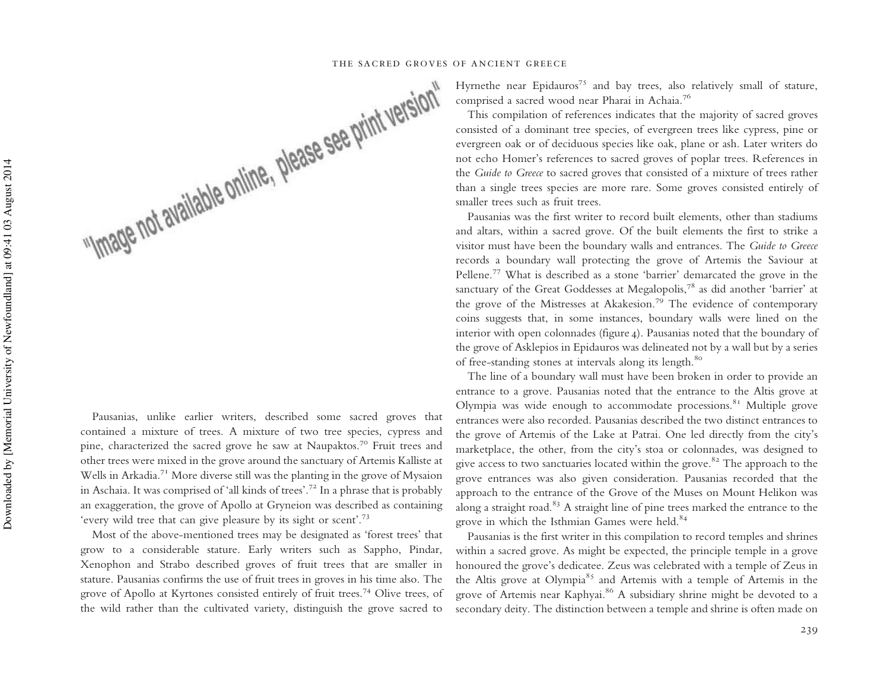Pausanias, unlike earlier writers, described some sacred groves that contained a mixture of trees. A mixture of two tree species, cypress and pine, characterized the sacred grove he saw at Naupaktos.[70] Fruit trees and other trees were mixed in the grove around the sanctuary of Artemis Kalliste at Wells in Arkadia.[71] More diverse still was the planting in the grove of Mysaion in Aschaia. It was comprised of 'all kinds of trees'.[72] In a phrase that is probably an exaggeration, the grove of Apollo at Gryneion was described as containing 'every wild tree that can give pleasure by its sight or scent'.[73]

Most of the above-mentioned trees may be designated as 'forest trees' that grow to a considerable stature. Early writers such as Sappho, Pindar, Xenophon and Strabo described groves of fruit trees that are smaller in stature. Pausanias confirms the use of fruit trees in groves in his time also. The grove of Apollo at Kyrtones consisted entirely of fruit trees.[74] Olive trees, of the wild rather than the cultivated variety, distinguish the grove sacred to Hyrnethe near Epidauros[75] and bay trees, also relatively small of stature, comprised a sacred wood near Pharai in Achaia.[76]

This compilation of references indicates that the majority of sacred groves consisted of a dominant tree species, of evergreen trees like cypress, pine or evergreen oak or of deciduous species like oak, plane or ash. Later writers do not echo Homer's references to sacred groves of poplar trees. References in the *Guide to Greece* to sacred groves that consisted of a mixture of trees rather than a single trees species are more rare. Some groves consisted entirely of smaller trees such as fruit trees.

Pausanias was the first writer to record built elements, other than stadiums and altars, within a sacred grove. Of the built elements the first to strike a visitor must have been the boundary walls and entrances. The *Guide to Greece* records a boundary wall protecting the grove of Artemis the Saviour at Pellene.[77] What is described as a stone 'barrier' demarcated the grove in the sanctuary of the Great Goddesses at Megalopolis,[78] as did another 'barrier' at the grove of the Mistresses at Akakesion.[79] The evidence of contemporary coins suggests that, in some instances, boundary walls were lined on the interior with open colonnades (figure 4). Pausanias noted that the boundary of the grove of Asklepios in Epidauros was delineated not by a wall but by a series of free-standing stones at intervals along its length.[80]

The line of a boundary wall must have been broken in order to provide an entrance to a grove. Pausanias noted that the entrance to the Altis grove at Olympia was wide enough to accommodate processions.[81] Multiple grove entrances were also recorded. Pausanias described the two distinct entrances to the grove of Artemis of the Lake at Patrai. One led directly from the city's marketplace, the other, from the city's stoa or colonnades, was designed to give access to two sanctuaries located within the grove.[82] The approach to the grove entrances was also given consideration. Pausanias recorded that the approach to the entrance of the Grove of the Muses on Mount Helikon was along a straight road.[83] A straight line of pine trees marked the entrance to the grove in which the Isthmian Games were held.[84]

Pausanias is the first writer in this compilation to record temples and shrines within a sacred grove. As might be expected, the principle temple in a grove honoured the grove's dedicatee. Zeus was celebrated with a temple of Zeus in the Altis grove at Olympia[85] and Artemis with a temple of Artemis in the grove of Artemis near Kaphyai.[86] A subsidiary shrine might be devoted to a secondary deity. The distinction between a temple and shrine is often made on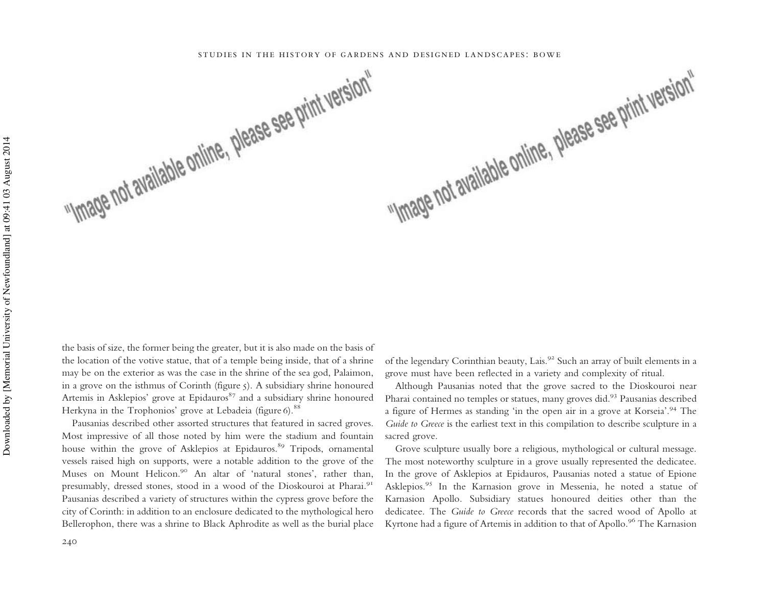"Image not available online, please see print version"

"Image not available online, please see print version"

the basis of size, the former being the greater, but it is also made on the basis of the location of the votive statue, that of a temple being inside, that of a shrine may be on the exterior as was the case in the shrine of the sea god, Palaimon, in a grove on the isthmus of Corinth (figure 5). A subsidiary shrine honoured Artemis in Asklepios' grove at Epidauros[87] and a subsidiary shrine honoured Herkyna in the Trophonios' grove at Lebadeia (figure 6).[88]

Pausanias described other assorted structures that featured in sacred groves. Most impressive of all those noted by him were the stadium and fountain house within the grove of Asklepios at Epidauros.[89] Tripods, ornamental vessels raised high on supports, were a notable addition to the grove of the Muses on Mount Helicon.[90] An altar of 'natural stones', rather than, presumably, dressed stones, stood in a wood of the Dioskouroi at Pharai.[91] Pausanias described a variety of structures within the cypress grove before the city of Corinth: in addition to an enclosure dedicated to the mythological hero Bellerophon, there was a shrine to Black Aphrodite as well as the burial place of the legendary Corinthian beauty, Lais.[92] Such an array of built elements in a grove must have been reflected in a variety and complexity of ritual.

Although Pausanias noted that the grove sacred to the Dioskouroi near Pharai contained no temples or statues, many groves did.[93] Pausanias described a figure of Hermes as standing 'in the open air in a grove at Korseia'.[94] The *Guide to Greece* is the earliest text in this compilation to describe sculpture in a sacred grove.

Grove sculpture usually bore a religious, mythological or cultural message. The most noteworthy sculpture in a grove usually represented the dedicatee. In the grove of Asklepios at Epidauros, Pausanias noted a statue of Epione Asklepios.[95] In the Karnasion grove in Messenia, he noted a statue of Karnasion Apollo. Subsidiary statues honoured deities other than the dedicatee. The *Guide to Greece* records that the sacred wood of Apollo at Kyrtone had a figure of Artemis in addition to that of Apollo.[96] The Karnasion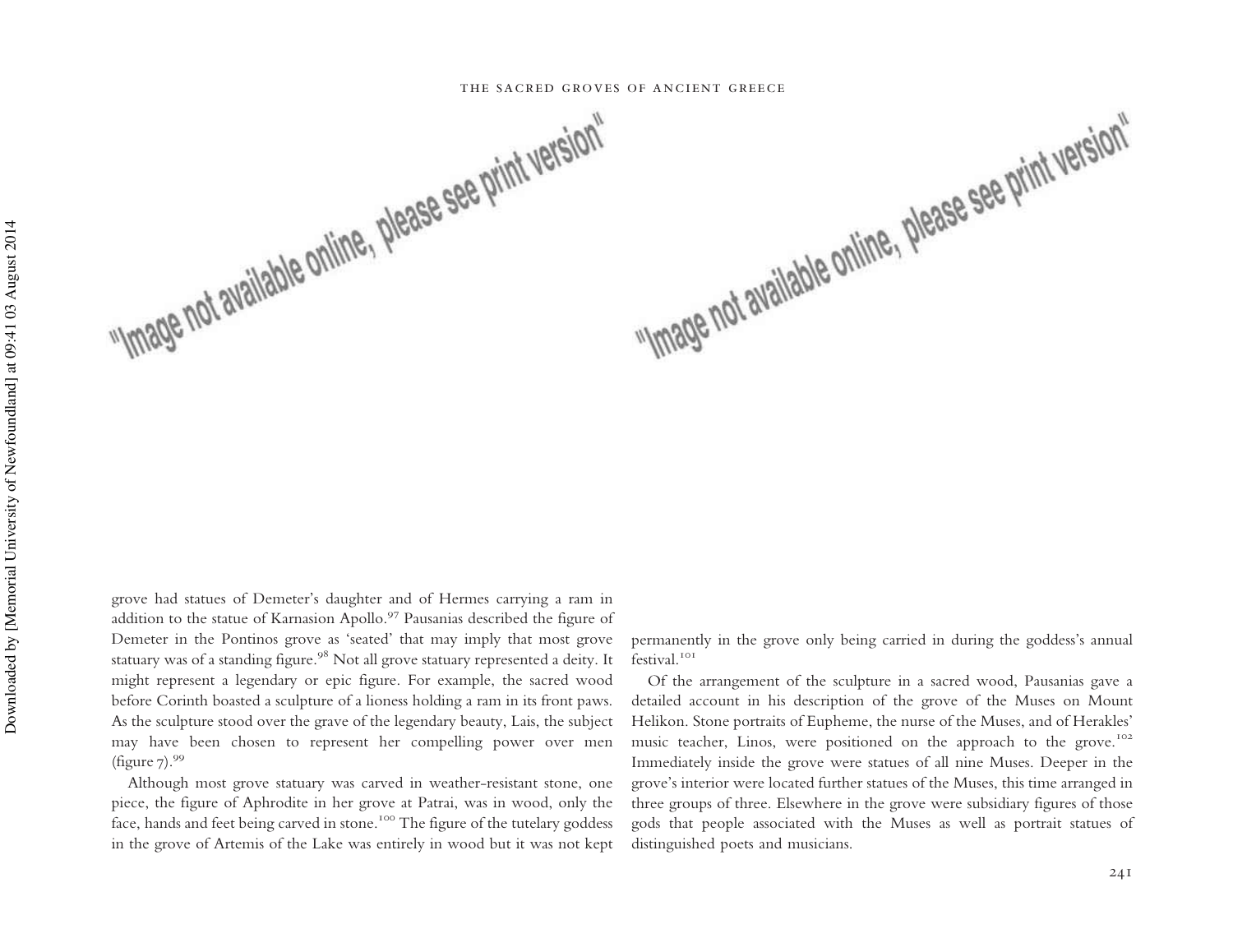"Image not available online, please see print version"

"Image not available online, please see print version"

grove had statues of Demeter's daughter and of Hermes carrying a ram in addition to the statue of Karnasion Apollo.[97] Pausanias described the figure of Demeter in the Pontinos grove as 'seated' that may imply that most grove statuary was of a standing figure.[98] Not all grove statuary represented a deity. It might represent a legendary or epic figure. For example, the sacred wood before Corinth boasted a sculpture of a lioness holding a ram in its front paws. As the sculpture stood over the grave of the legendary beauty, Lais, the subject may have been chosen to represent her compelling power over men (figure 7).[99]

Although most grove statuary was carved in weather-resistant stone, one piece, the figure of Aphrodite in her grove at Patrai, was in wood, only the face, hands and feet being carved in stone.[100] The figure of the tutelary goddess in the grove of Artemis of the Lake was entirely in wood but it was not kept permanently in the grove only being carried in during the goddess's annual festival.[101]

Of the arrangement of the sculpture in a sacred wood, Pausanias gave a detailed account in his description of the grove of the Muses on Mount Helikon. Stone portraits of Eupheme, the nurse of the Muses, and of Herakles' music teacher, Linos, were positioned on the approach to the grove.[102] Immediately inside the grove were statues of all nine Muses. Deeper in the grove's interior were located further statues of the Muses, this time arranged in three groups of three. Elsewhere in the grove were subsidiary figures of those gods that people associated with the Muses as well as portrait statues of distinguished poets and musicians.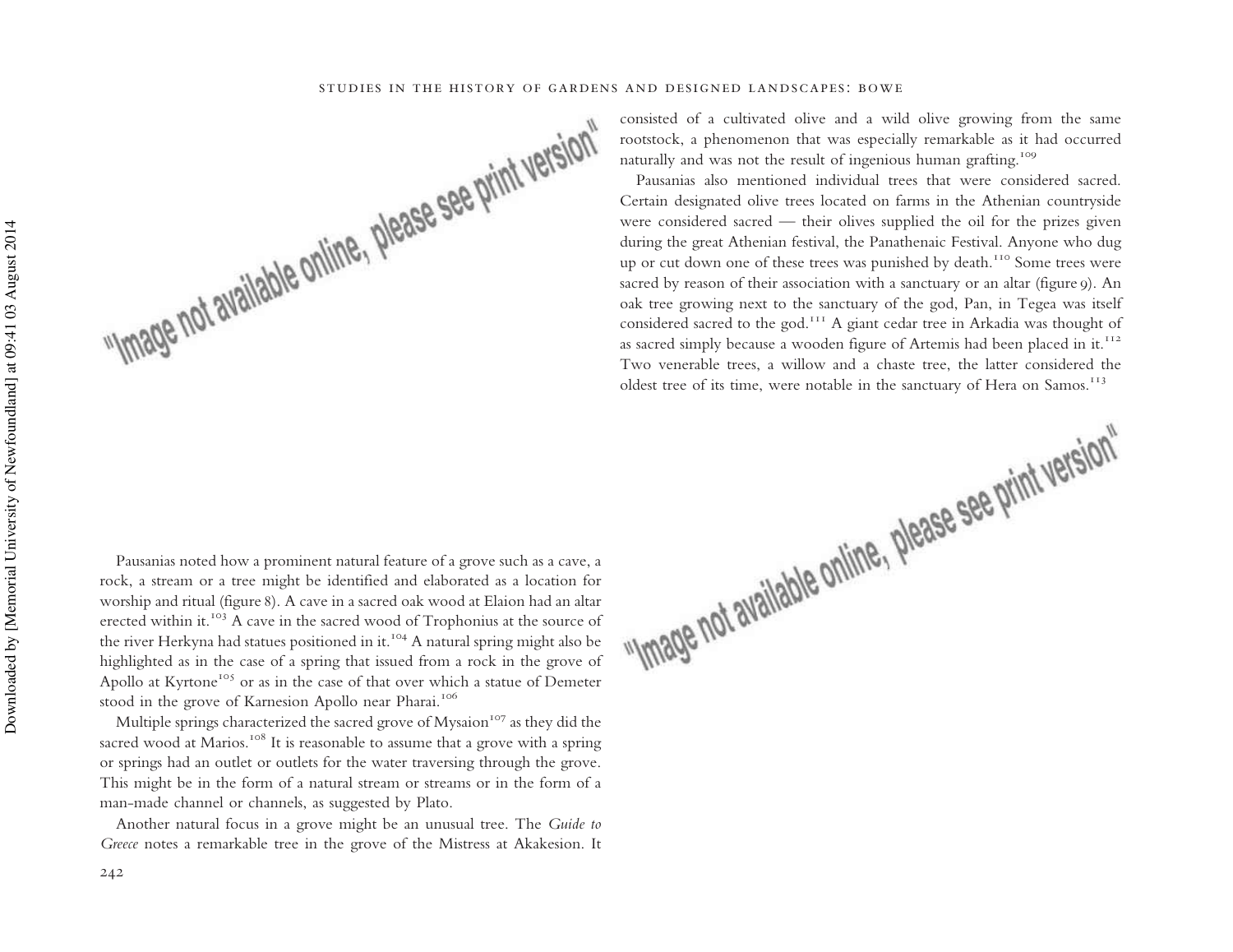Pausanias noted how a prominent natural feature of a grove such as a cave, a rock, a stream or a tree might be identified and elaborated as a location for worship and ritual (figure 8). A cave in a sacred oak wood at Elaion had an altar erected within it.[103] A cave in the sacred wood of Trophonius at the source of the river Herkyna had statues positioned in it.[104] A natural spring might also be highlighted as in the case of a spring that issued from a rock in the grove of Apollo at Kyrtone[105] or as in the case of that over which a statue of Demeter stood in the grove of Karnesion Apollo near Pharai.[106]

Multiple springs characterized the sacred grove of Mysaion[107] as they did the sacred wood at Marios.[108] It is reasonable to assume that a grove with a spring or springs had an outlet or outlets for the water traversing through the grove. This might be in the form of a natural stream or streams or in the form of a man-made channel or channels, as suggested by Plato.

Another natural focus in a grove might be an unusual tree. The *Guide to Greece* notes a remarkable tree in the grove of the Mistress at Akakesion. It consisted of a cultivated olive and a wild olive growing from the same rootstock, a phenomenon that was especially remarkable as it had occurred naturally and was not the result of ingenious human grafting.[109]

Pausanias also mentioned individual trees that were considered sacred. Certain designated olive trees located on farms in the Athenian countryside were considered sacred — their olives supplied the oil for the prizes given during the great Athenian festival, the Panathenaic Festival. Anyone who dug up or cut down one of these trees was punished by death.[110] Some trees were sacred by reason of their association with a sanctuary or an altar (figure 9). An oak tree growing next to the sanctuary of the god, Pan, in Tegea was itself considered sacred to the god.[111] A giant cedar tree in Arkadia was thought of as sacred simply because a wooden figure of Artemis had been placed in it.[112] Two venerable trees, a willow and a chaste tree, the latter considered the oldest tree of its time, were notable in the sanctuary of Hera on Samos.[113]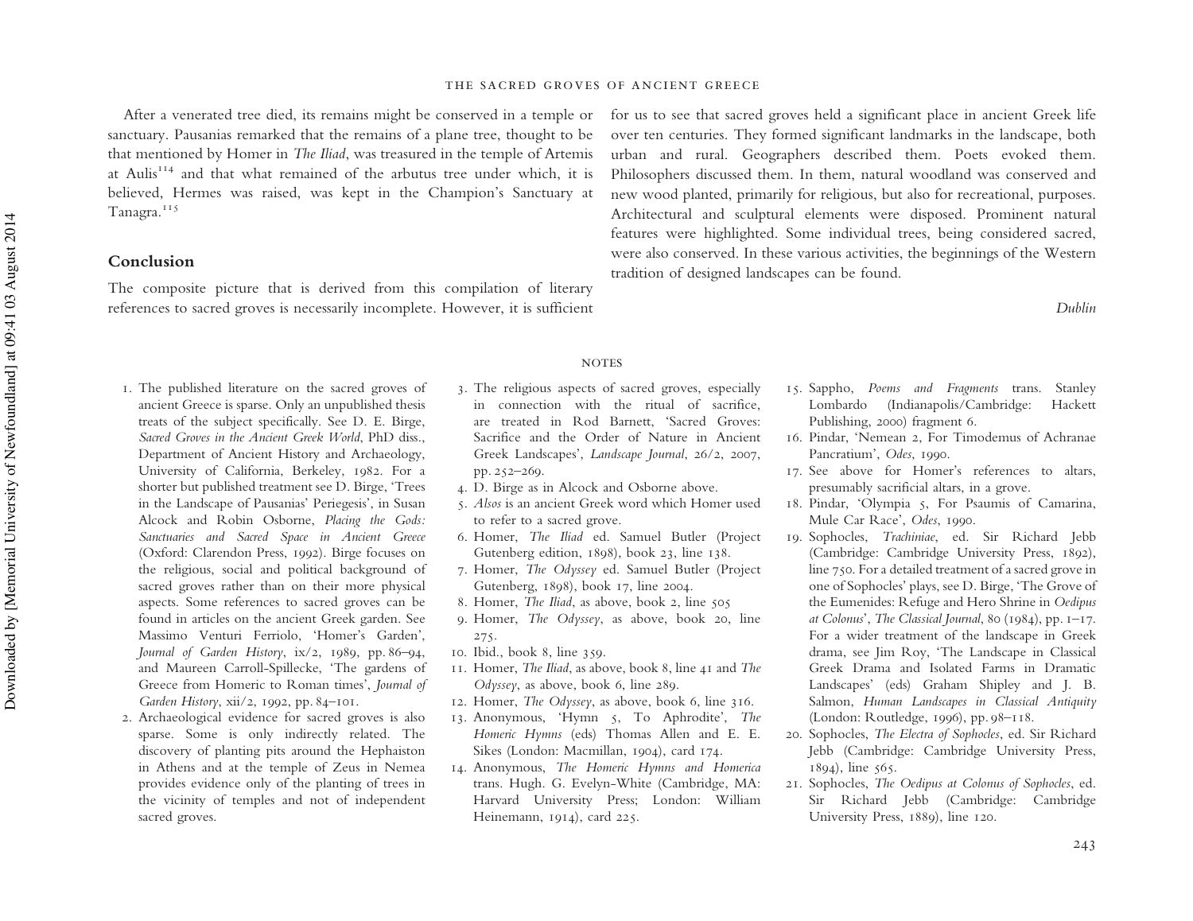After a venerated tree died, its remains might be conserved in a temple or sanctuary. Pausanias remarked that the remains of a plane tree, thought to be that mentioned by Homer in *The Iliad*, was treasured in the temple of Artemis at Aulis[114] and that what remained of the arbutus tree under which, it is believed, Hermes was raised, was kept in the Champion's Sanctuary at Tanagra.[115]

## Conclusion

The composite picture that is derived from this compilation of literary references to sacred groves is necessarily incomplete. However, it is sufficient for us to see that sacred groves held a significant place in ancient Greek life over ten centuries. They formed significant landmarks in the landscape, both urban and rural. Geographers described them. Poets evoked them. Philosophers discussed them. In them, natural woodland was conserved and new wood planted, primarily for religious, but also for recreational, purposes. Architectural and sculptural elements were disposed. Prominent natural features were highlighted. Some individual trees, being considered sacred, were also conserved. In these various activities, the beginnings of the Western tradition of designed landscapes can be found.

*Dublin*

## NOTES

1. The published literature on the sacred groves of ancient Greece is sparse. Only an unpublished thesis treats of the subject specifically. See D. E. Birge, *Sacred Groves in the Ancient Greek World*, PhD diss., Department of Ancient History and Archaeology, University of California, Berkeley, 1982. For a shorter but published treatment see D. Birge, 'Trees in the Landscape of Pausanias' Periegesis', in Susan Alcock and Robin Osborne, *Placing the Gods: Sanctuaries and Sacred Space in Ancient Greece* (Oxford: Clarendon Press, 1992). Birge focuses on the religious, social and political background of sacred groves rather than on their more physical aspects. Some references to sacred groves can be found in articles on the ancient Greek garden. See Massimo Venturi Ferriolo, 'Homer's Garden', *Journal of Garden History*, ix/2, 1989, pp. 86–94, and Maureen Carroll-Spillecke, 'The gardens of Greece from Homeric to Roman times', *Journal of Garden History*, xii/2, 1992, pp. 84–101.
2. Archaeological evidence for sacred groves is also sparse. Some is only indirectly related. The discovery of planting pits around the Hephaiston in Athens and at the temple of Zeus in Nemea provides evidence only of the planting of trees in the vicinity of temples and not of independent sacred groves.
3. The religious aspects of sacred groves, especially in connection with the ritual of sacrifice, are treated in Rod Barnett, 'Sacred Groves: Sacrifice and the Order of Nature in Ancient Greek Landscapes', *Landscape Journal*, 26/2, 2007, pp. 252–269.
4. D. Birge as in Alcock and Osborne above.
5. *Alsos* is an ancient Greek word which Homer used to refer to a sacred grove.
6. Homer, *The Iliad* ed. Samuel Butler (Project Gutenberg edition, 1898), book 23, line 138.
7. Homer, *The Odyssey* ed. Samuel Butler (Project Gutenberg, 1898), book 17, line 2004.
8. Homer, *The Iliad*, as above, book 2, line 505
9. Homer, *The Odyssey*, as above, book 20, line 275.
10. Ibid., book 8, line 359.
11. Homer, *The Iliad*, as above, book 8, line 41 and *The Odyssey*, as above, book 6, line 289.
12. Homer, *The Odyssey*, as above, book 6, line 316.
13. Anonymous, 'Hymn 5, To Aphrodite', *The Homeric Hymns* (eds) Thomas Allen and E. E. Sikes (London: Macmillan, 1904), card 174.
14. Anonymous, *The Homeric Hymns and Homerica* trans. Hugh. G. Evelyn-White (Cambridge, MA: Harvard University Press; London: William Heinemann, 1914), card 225.
15. Sappho, *Poems and Fragments* trans. Stanley Lombardo (Indianapolis/Cambridge: Hackett Publishing, 2000) fragment 6.
16. Pindar, 'Nemean 2, For Timodemus of Achranae Pancratium', *Odes*, 1990.
17. See above for Homer's references to altars, presumably sacrificial altars, in a grove.
18. Pindar, 'Olympia 5, For Psaumis of Camarina, Mule Car Race', *Odes*, 1990.
19. Sophocles, *Trachiniae*, ed. Sir Richard Jebb (Cambridge: Cambridge University Press, 1892), line 750. For a detailed treatment of a sacred grove in one of Sophocles' plays, see D. Birge, 'The Grove of the Eumenides: Refuge and Hero Shrine in *Oedipus at Colonus*', *The Classical Journal*, 80 (1984), pp. 1–17. For a wider treatment of the landscape in Greek drama, see Jim Roy, 'The Landscape in Classical Greek Drama and Isolated Farms in Dramatic Landscapes' (eds) Graham Shipley and J. B. Salmon, *Human Landscapes in Classical Antiquity* (London: Routledge, 1996), pp. 98–118.
20. Sophocles, *The Electra of Sophocles*, ed. Sir Richard Jebb (Cambridge: Cambridge University Press, 1894), line 565.
21. Sophocles, *The Oedipus at Colonus of Sophocles*, ed. Sir Richard Jebb (Cambridge: Cambridge University Press, 1889), line 120.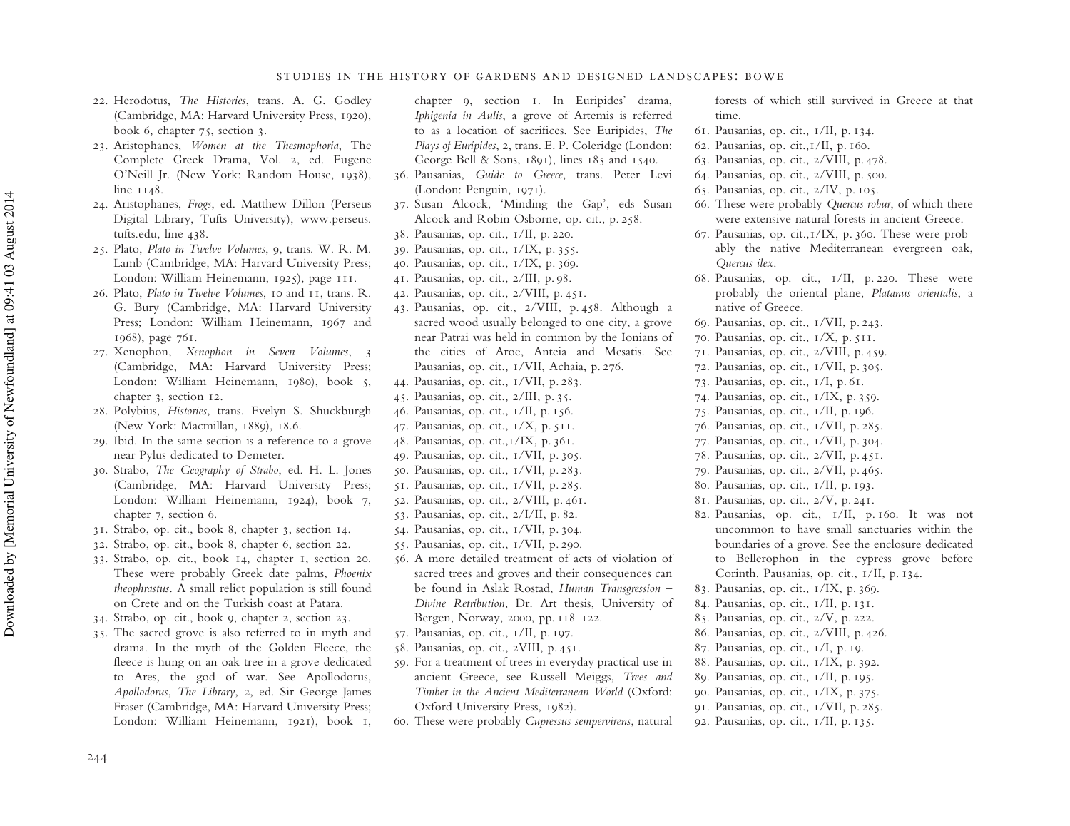22. Herodotus, *The Histories*, trans. A. G. Godley (Cambridge, MA: Harvard University Press, 1920), book 6, chapter 75, section 3.
23. Aristophanes, *Women at the Thesmophoria*, The Complete Greek Drama, Vol. 2, ed. Eugene O'Neill Jr. (New York: Random House, 1938), line 1148.
24. Aristophanes, *Frogs*, ed. Matthew Dillon (Perseus Digital Library, Tufts University), www.perseus.tufts.edu, line 438.
25. Plato, *Plato in Twelve Volumes*, 9, trans. W. R. M. Lamb (Cambridge, MA: Harvard University Press; London: William Heinemann, 1925), page 111.
26. Plato, *Plato in Twelve Volumes*, 10 and 11, trans. R. G. Bury (Cambridge, MA: Harvard University Press; London: William Heinemann, 1967 and 1968), page 761.
27. Xenophon, *Xenophon in Seven Volumes*, 3 (Cambridge, MA: Harvard University Press; London: William Heinemann, 1980), book 5, chapter 3, section 12.
28. Polybius, *Histories*, trans. Evelyn S. Shuckburgh (New York: Macmillan, 1889), 18.6.
29. Ibid. In the same section is a reference to a grove near Pylus dedicated to Demeter.
30. Strabo, *The Geography of Strabo*, ed. H. L. Jones (Cambridge, MA: Harvard University Press; London: William Heinemann, 1924), book 7, chapter 7, section 6.
31. Strabo, op. cit., book 8, chapter 3, section 14.
32. Strabo, op. cit., book 8, chapter 6, section 22.
33. Strabo, op. cit., book 14, chapter 1, section 20. These were probably Greek date palms, *Phoenix theophrastus*. A small relict population is still found on Crete and on the Turkish coast at Patara.
34. Strabo, op. cit., book 9, chapter 2, section 23.
35. The sacred grove is also referred to in myth and drama. In the myth of the Golden Fleece, the fleece is hung on an oak tree in a grove dedicated to Ares, the god of war. See Apollodorus, *Apollodorus*, *The Library*, 2, ed. Sir George James Fraser (Cambridge, MA: Harvard University Press; London: William Heinemann, 1921), book 1, chapter 9, section 1. In Euripides' drama, *Iphigenia in Aulis*, a grove of Artemis is referred to as a location of sacrifices. See Euripides, *The Plays of Euripides*, 2, trans. E. P. Coleridge (London: George Bell & Sons, 1891), lines 185 and 1540.
36. Pausanias, *Guide to Greece*, trans. Peter Levi (London: Penguin, 1971).
37. Susan Alcock, 'Minding the Gap', eds Susan Alcock and Robin Osborne, op. cit., p. 258.
38. Pausanias, op. cit., 1/II, p. 220.
39. Pausanias, op. cit., 1/IX, p. 355.
40. Pausanias, op. cit., 1/IX, p. 369.
41. Pausanias, op. cit., 2/III, p. 98.
42. Pausanias, op. cit., 2/VIII, p. 451.
43. Pausanias, op. cit., 2/VIII, p. 458. Although a sacred wood usually belonged to one city, a grove near Patrai was held in common by the Ionians of the cities of Aroe, Anteia and Mesatis. See Pausanias, op. cit., 1/VII, Achaia, p. 276.
44. Pausanias, op. cit., 1/VII, p. 283.
45. Pausanias, op. cit., 2/III, p. 35.
46. Pausanias, op. cit., 1/II, p. 156.
47. Pausanias, op. cit., 1/X, p. 511.
48. Pausanias, op. cit.,1/IX, p. 361.
49. Pausanias, op. cit., 1/VII, p. 305.
50. Pausanias, op. cit., 1/VII, p. 283.
51. Pausanias, op. cit., 1/VII, p. 285.
52. Pausanias, op. cit., 2/VIII, p. 461.
53. Pausanias, op. cit., 2/I/II, p. 82.
54. Pausanias, op. cit., 1/VII, p. 304.
55. Pausanias, op. cit., 1/VII, p. 290.
56. A more detailed treatment of acts of violation of sacred trees and groves and their consequences can be found in Aslak Rostad, *Human Transgression – Divine Retribution*, Dr. Art thesis, University of Bergen, Norway, 2000, pp. 118–122.
57. Pausanias, op. cit., 1/II, p. 197.
58. Pausanias, op. cit., 2VIII, p. 451.
59. For a treatment of trees in everyday practical use in ancient Greece, see Russell Meiggs, *Trees and Timber in the Ancient Mediterranean World* (Oxford: Oxford University Press, 1982).
60. These were probably *Cupressus sempervirens*, natural forests of which still survived in Greece at that time.
61. Pausanias, op. cit., 1/II, p. 134.
62. Pausanias, op. cit.,1/II, p. 160.
63. Pausanias, op. cit., 2/VIII, p. 478.
64. Pausanias, op. cit., 2/VIII, p. 500.
65. Pausanias, op. cit., 2/IV, p. 105.
66. These were probably *Quercus robur*, of which there were extensive natural forests in ancient Greece.
67. Pausanias, op. cit.,1/IX, p. 360. These were probably the native Mediterranean evergreen oak, *Quercus ilex*.
68. Pausanias, op. cit., 1/II, p. 220. These were probably the oriental plane, *Platanus orientalis*, a native of Greece.
69. Pausanias, op. cit., 1/VII, p. 243.
70. Pausanias, op. cit., 1/X, p. 511.
71. Pausanias, op. cit., 2/VIII, p. 459.
72. Pausanias, op. cit., 1/VII, p. 305.
73. Pausanias, op. cit., 1/I, p. 61.
74. Pausanias, op. cit., 1/IX, p. 359.
75. Pausanias, op. cit., 1/II, p. 196.
76. Pausanias, op. cit., 1/VII, p. 285.
77. Pausanias, op. cit., 1/VII, p. 304.
78. Pausanias, op. cit., 2/VII, p. 451.
79. Pausanias, op. cit., 2/VII, p. 465.
80. Pausanias, op. cit., 1/II, p. 193.
81. Pausanias, op. cit., 2/V, p. 241.
82. Pausanias, op. cit., 1/II, p. 160. It was not uncommon to have small sanctuaries within the boundaries of a grove. See the enclosure dedicated to Bellerophon in the cypress grove before Corinth. Pausanias, op. cit., 1/II, p. 134.
83. Pausanias, op. cit., 1/IX, p. 369.
84. Pausanias, op. cit., 1/II, p. 131.
85. Pausanias, op. cit., 2/V, p. 222.
86. Pausanias, op. cit., 2/VIII, p. 426.
87. Pausanias, op. cit., 1/I, p. 19.
88. Pausanias, op. cit., 1/IX, p. 392.
89. Pausanias, op. cit., 1/II, p. 195.
90. Pausanias, op. cit., 1/IX, p. 375.
91. Pausanias, op. cit., 1/VII, p. 285.
92. Pausanias, op. cit., 1/II, p. 135.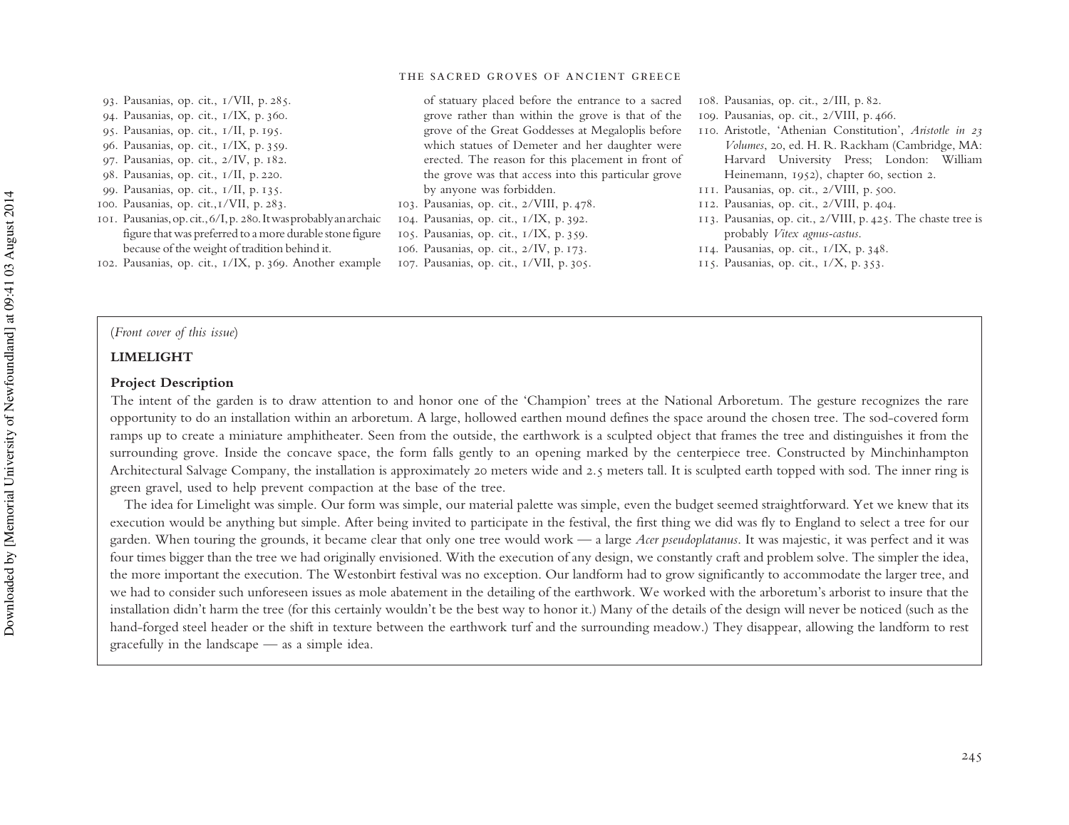93. Pausanias, op. cit., 1/VII, p. 285.
94. Pausanias, op. cit., 1/IX, p. 360.
95. Pausanias, op. cit., 1/II, p. 195.
96. Pausanias, op. cit., 1/IX, p. 359.
97. Pausanias, op. cit., 2/IV, p. 182.
98. Pausanias, op. cit., 1/II, p. 220.
99. Pausanias, op. cit., 1/II, p. 135.
100. Pausanias, op. cit., 1/VII, p. 283.
101. Pausanias, op. cit., 6/I, p. 280. It was probably an archaic figure that was preferred to a more durable stone figure because of the weight of tradition behind it.
102. Pausanias, op. cit., 1/IX, p. 369. Another example of statuary placed before the entrance to a sacred grove rather than within the grove is that of the grove of the Great Goddesses at Megaloplis before which statues of Demeter and her daughter were erected. The reason for this placement in front of the grove was that access into this particular grove by anyone was forbidden.
103. Pausanias, op. cit., 2/VIII, p. 478.
104. Pausanias, op. cit., 1/IX, p. 392.
105. Pausanias, op. cit., 1/IX, p. 359.
106. Pausanias, op. cit., 2/IV, p. 173.
107. Pausanias, op. cit., 1/VII, p. 305.
108. Pausanias, op. cit., 2/III, p. 82.
109. Pausanias, op. cit., 2/VIII, p. 466.
110. Aristotle, 'Athenian Constitution', *Aristotle in 23 Volumes*, 20, ed. H. R. Rackham (Cambridge, MA: Harvard University Press; London: William Heinemann, 1952), chapter 60, section 2.
111. Pausanias, op. cit., 2/VIII, p. 500.
112. Pausanias, op. cit., 2/VIII, p. 404.
113. Pausanias, op. cit., 2/VIII, p. 425. The chaste tree is probably *Vitex agnus-castus*.
114. Pausanias, op. cit., 1/IX, p. 348.
115. Pausanias, op. cit., 1/X, p. 353.

(*Front cover of this issue*)

**LIMELIGHT**

**Project Description**

The intent of the garden is to draw attention to and honor one of the 'Champion' trees at the National Arboretum. The gesture recognizes the rare opportunity to do an installation within an arboretum. A large, hollowed earthen mound defines the space around the chosen tree. The sod-covered form ramps up to create a miniature amphitheater. Seen from the outside, the earthwork is a sculpted object that frames the tree and distinguishes it from the surrounding grove. Inside the concave space, the form falls gently to an opening marked by the centerpiece tree. Constructed by Minchinhampton Architectural Salvage Company, the installation is approximately 20 meters wide and 2.5 meters tall. It is sculpted earth topped with sod. The inner ring is green gravel, used to help prevent compaction at the base of the tree.

The idea for Limelight was simple. Our form was simple, our material palette was simple, even the budget seemed straightforward. Yet we knew that its execution would be anything but simple. After being invited to participate in the festival, the first thing we did was fly to England to select a tree for our garden. When touring the grounds, it became clear that only one tree would work — a large *Acer pseudoplatanus*. It was majestic, it was perfect and it was four times bigger than the tree we had originally envisioned. With the execution of any design, we constantly craft and problem solve. The simpler the idea, the more important the execution. The Westonbirt festival was no exception. Our landform had to grow significantly to accommodate the larger tree, and we had to consider such unforeseen issues as mole abatement in the detailing of the earthwork. We worked with the arboretum's arborist to insure that the installation didn't harm the tree (for this certainly wouldn't be the best way to honor it.) Many of the details of the design will never be noticed (such as the hand-forged steel header or the shift in texture between the earthwork turf and the surrounding meadow.) They disappear, allowing the landform to rest gracefully in the landscape — as a simple idea.